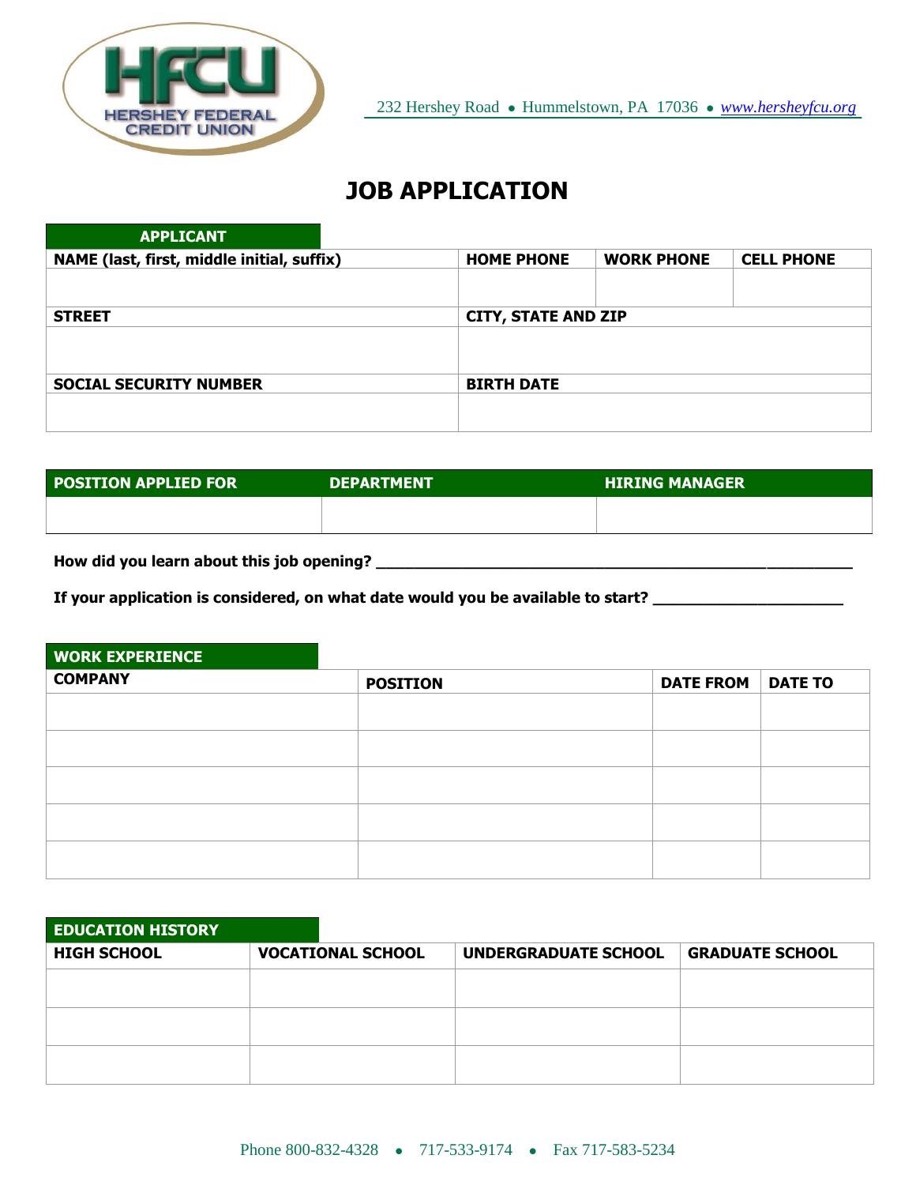HERSHEY FEDERAL CREDIT UNION

232 Hershey Road • Hummelstown, PA 17036 • www.hersheyfcu.org

# JOB APPLICATION

## APPLICANT

| NAME (last, first, middle initial, suffix) | HOME PHONE | WORK PHONE | CELL PHONE |
|---|---|---|---|
| | | | |
| **STREET** | **CITY, STATE AND ZIP** | | |
| | | | |
| **SOCIAL SECURITY NUMBER** | **BIRTH DATE** | | |
| | | | |

| POSITION APPLIED FOR | DEPARTMENT | HIRING MANAGER |
|---|---|---|
| | | |

**How did you learn about this job opening?** ____________________________________________

**If your application is considered, on what date would you be available to start?** ____________________

## WORK EXPERIENCE

| COMPANY | POSITION | DATE FROM | DATE TO |
|---|---|---|---|
| | | | |
| | | | |
| | | | |
| | | | |
| | | | |

## EDUCATION HISTORY

| HIGH SCHOOL | VOCATIONAL SCHOOL | UNDERGRADUATE SCHOOL | GRADUATE SCHOOL |
|---|---|---|---|
| | | | |
| | | | |
| | | | |

Phone 800-832-4328 • 717-533-9174 • Fax 717-583-5234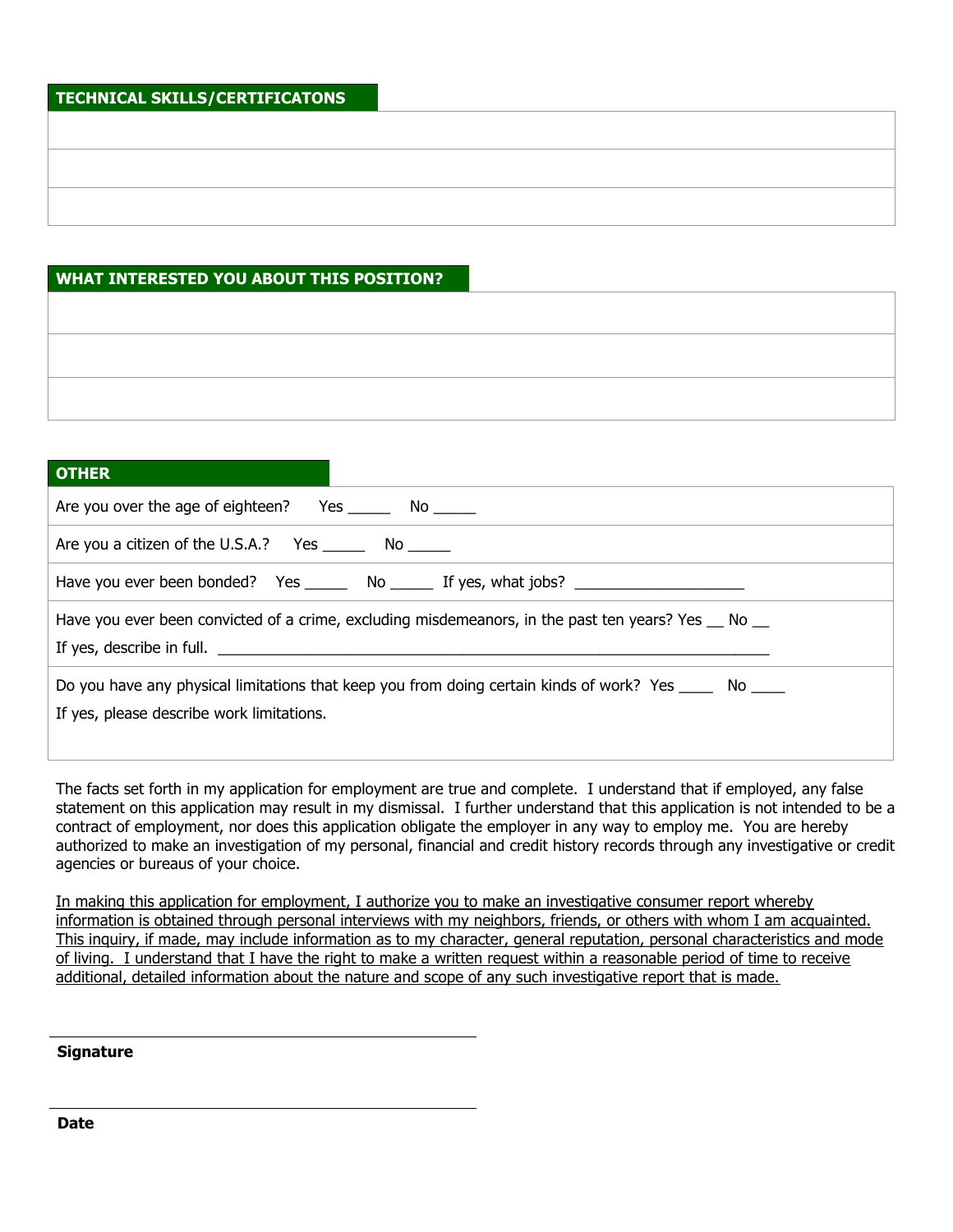## TECHNICAL SKILLS/CERTIFICATONS

| |
|---|
| |
| |
| |

## WHAT INTERESTED YOU ABOUT THIS POSITION?

| |
|---|
| |
| |
| |

## OTHER

Are you over the age of eighteen? Yes _____ No _____

Are you a citizen of the U.S.A.? Yes _____ No _____

Have you ever been bonded? Yes _____ No _____ If yes, what jobs? ____________________

Have you ever been convicted of a crime, excluding misdemeanors, in the past ten years? Yes __ No __

If yes, describe in full. ____________________________________________________________

Do you have any physical limitations that keep you from doing certain kinds of work? Yes ____ No ____

If yes, please describe work limitations.

The facts set forth in my application for employment are true and complete. I understand that if employed, any false statement on this application may result in my dismissal. I further understand that this application is not intended to be a contract of employment, nor does this application obligate the employer in any way to employ me. You are hereby authorized to make an investigation of my personal, financial and credit history records through any investigative or credit agencies or bureaus of your choice.

<u>In making this application for employment, I authorize you to make an investigative consumer report whereby information is obtained through personal interviews with my neighbors, friends, or others with whom I am acquainted. This inquiry, if made, may include information as to my character, general reputation, personal characteristics and mode of living. I understand that I have the right to make a written request within a reasonable period of time to receive additional, detailed information about the nature and scope of any such investigative report that is made.</u>

______________________________

**Signature**

______________________________

**Date**